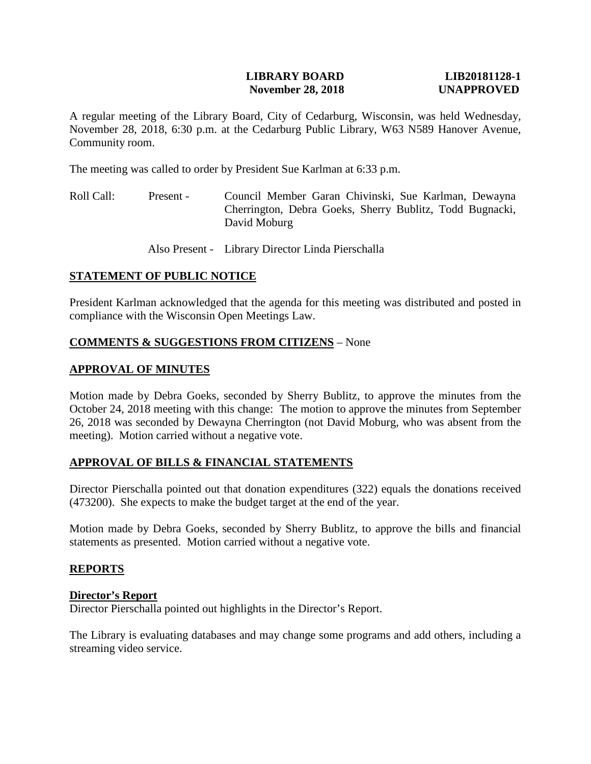**LIBRARY BOARD** **LIB20181128-1**
**November 28, 2018** **UNAPPROVED**

A regular meeting of the Library Board, City of Cedarburg, Wisconsin, was held Wednesday, November 28, 2018, 6:30 p.m. at the Cedarburg Public Library, W63 N589 Hanover Avenue, Community room.

The meeting was called to order by President Sue Karlman at 6:33 p.m.

Roll Call: Present - Council Member Garan Chivinski, Sue Karlman, Dewayna Cherrington, Debra Goeks, Sherry Bublitz, Todd Bugnacki, David Moburg

Also Present - Library Director Linda Pierschalla

## STATEMENT OF PUBLIC NOTICE

President Karlman acknowledged that the agenda for this meeting was distributed and posted in compliance with the Wisconsin Open Meetings Law.

## COMMENTS & SUGGESTIONS FROM CITIZENS – None

## APPROVAL OF MINUTES

Motion made by Debra Goeks, seconded by Sherry Bublitz, to approve the minutes from the October 24, 2018 meeting with this change: The motion to approve the minutes from September 26, 2018 was seconded by Dewayna Cherrington (not David Moburg, who was absent from the meeting). Motion carried without a negative vote.

## APPROVAL OF BILLS & FINANCIAL STATEMENTS

Director Pierschalla pointed out that donation expenditures (322) equals the donations received (473200). She expects to make the budget target at the end of the year.

Motion made by Debra Goeks, seconded by Sherry Bublitz, to approve the bills and financial statements as presented. Motion carried without a negative vote.

## REPORTS

### Director's Report

Director Pierschalla pointed out highlights in the Director's Report.

The Library is evaluating databases and may change some programs and add others, including a streaming video service.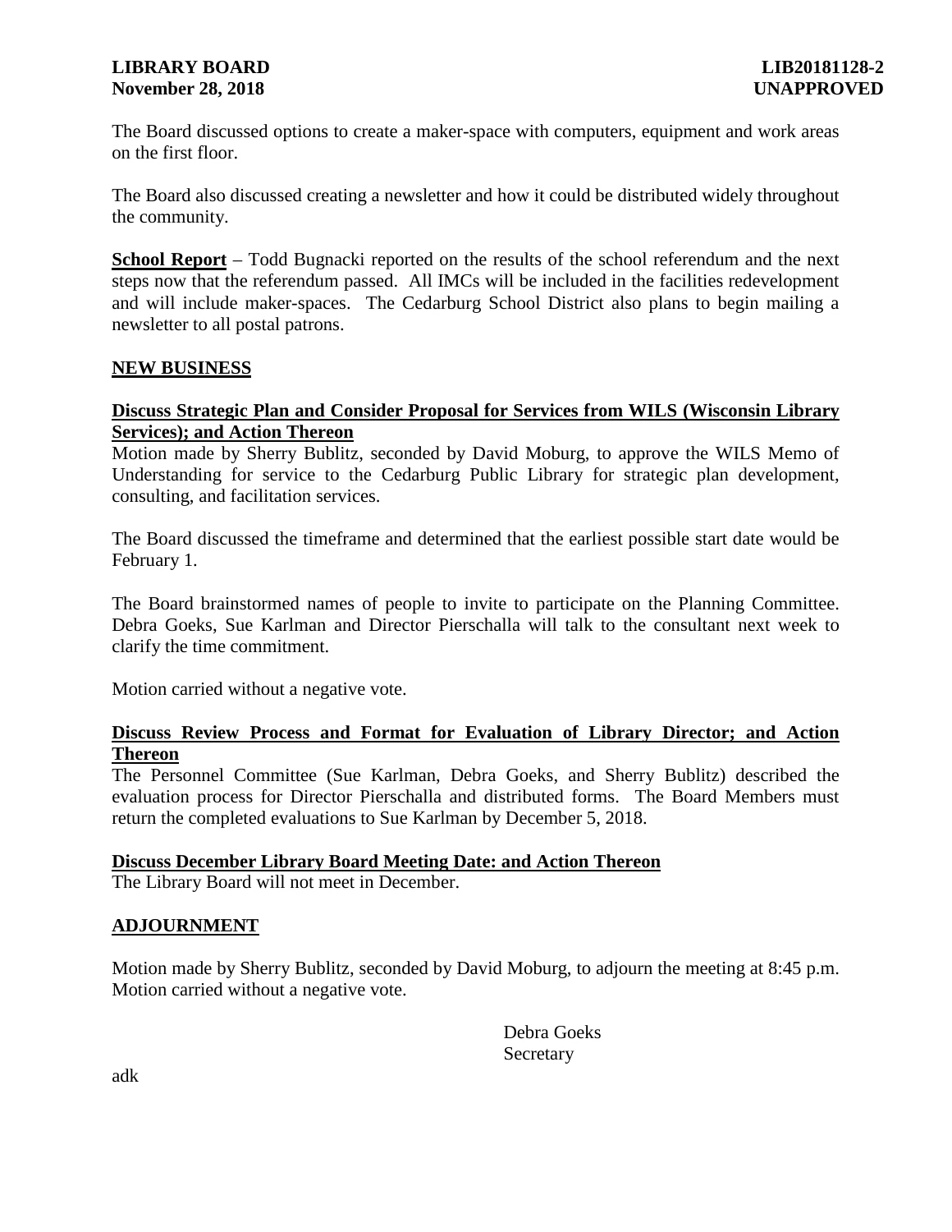The Board discussed options to create a maker-space with computers, equipment and work areas on the first floor.

The Board also discussed creating a newsletter and how it could be distributed widely throughout the community.

**School Report** – Todd Bugnacki reported on the results of the school referendum and the next steps now that the referendum passed. All IMCs will be included in the facilities redevelopment and will include maker-spaces. The Cedarburg School District also plans to begin mailing a newsletter to all postal patrons.

## NEW BUSINESS

### Discuss Strategic Plan and Consider Proposal for Services from WILS (Wisconsin Library Services); and Action Thereon

Motion made by Sherry Bublitz, seconded by David Moburg, to approve the WILS Memo of Understanding for service to the Cedarburg Public Library for strategic plan development, consulting, and facilitation services.

The Board discussed the timeframe and determined that the earliest possible start date would be February 1.

The Board brainstormed names of people to invite to participate on the Planning Committee. Debra Goeks, Sue Karlman and Director Pierschalla will talk to the consultant next week to clarify the time commitment.

Motion carried without a negative vote.

### Discuss Review Process and Format for Evaluation of Library Director; and Action Thereon

The Personnel Committee (Sue Karlman, Debra Goeks, and Sherry Bublitz) described the evaluation process for Director Pierschalla and distributed forms. The Board Members must return the completed evaluations to Sue Karlman by December 5, 2018.

### Discuss December Library Board Meeting Date: and Action Thereon

The Library Board will not meet in December.

## ADJOURNMENT

Motion made by Sherry Bublitz, seconded by David Moburg, to adjourn the meeting at 8:45 p.m. Motion carried without a negative vote.

Debra Goeks
Secretary

adk